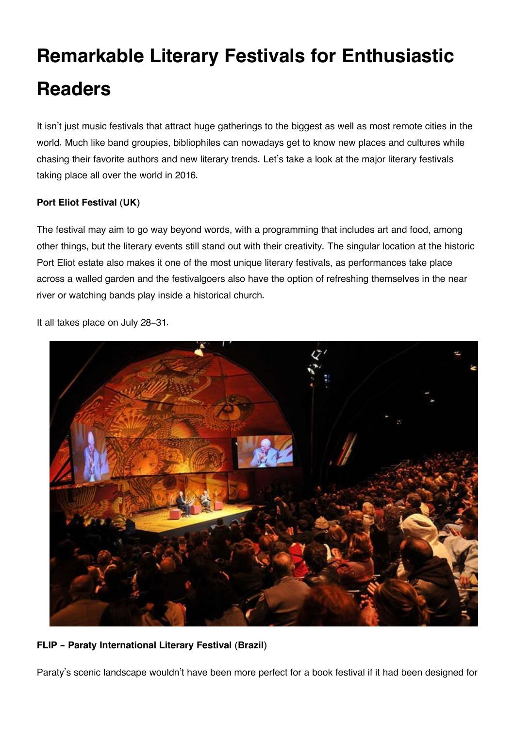# Remarkable Literary Festivals for Enthusiastic Readers

It isn't just music festivals that attract huge gatherings to the biggest as well as most remote cities in the world. Much like band groupies, bibliophiles can nowadays get to know new places and cultures while chasing their favorite authors and new literary trends. Let's take a look at the major literary festivals taking place all over the world in 2016.

**Port Eliot Festival (UK)**

The festival may aim to go way beyond words, with a programming that includes art and food, among other things, but the literary events still stand out with their creativity. The singular location at the historic Port Eliot estate also makes it one of the most unique literary festivals, as performances take place across a walled garden and the festivalgoers also have the option of refreshing themselves in the near river or watching bands play inside a historical church.

It all takes place on July 28–31.

**FLIP – Paraty International Literary Festival (Brazil)**

Paraty's scenic landscape wouldn't have been more perfect for a book festival if it had been designed for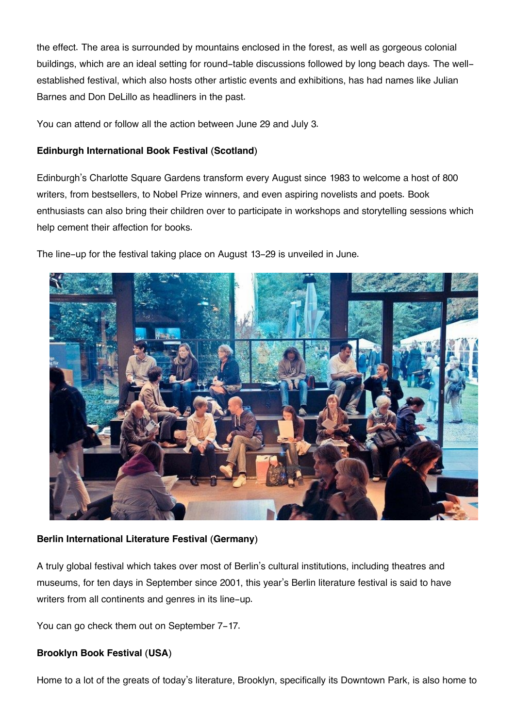the effect. The area is surrounded by mountains enclosed in the forest, as well as gorgeous colonial buildings, which are an ideal setting for round-table discussions followed by long beach days. The well-established festival, which also hosts other artistic events and exhibitions, has had names like Julian Barnes and Don DeLillo as headliners in the past.

You can attend or follow all the action between June 29 and July 3.

**Edinburgh International Book Festival (Scotland)**

Edinburgh's Charlotte Square Gardens transform every August since 1983 to welcome a host of 800 writers, from bestsellers, to Nobel Prize winners, and even aspiring novelists and poets. Book enthusiasts can also bring their children over to participate in workshops and storytelling sessions which help cement their affection for books.

The line-up for the festival taking place on August 13-29 is unveiled in June.

**Berlin International Literature Festival (Germany)**

A truly global festival which takes over most of Berlin's cultural institutions, including theatres and museums, for ten days in September since 2001, this year's Berlin literature festival is said to have writers from all continents and genres in its line-up.

You can go check them out on September 7-17.

**Brooklyn Book Festival (USA)**

Home to a lot of the greats of today's literature, Brooklyn, specifically its Downtown Park, is also home to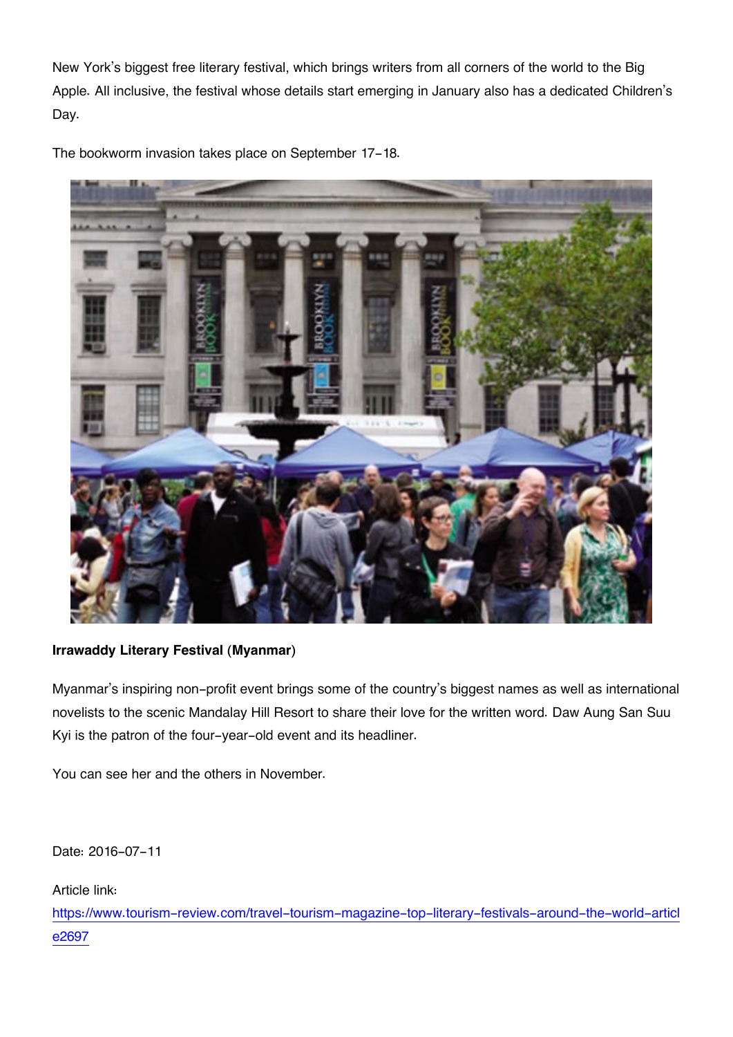New York's biggest free literary festival, which brings writers from all corners of the world to the Big Apple. All inclusive, the festival whose details start emerging in January also has a dedicated Children's Day.

The bookworm invasion takes place on September 17–18.

**Irrawaddy Literary Festival (Myanmar)**

Myanmar's inspiring non-profit event brings some of the country's biggest names as well as international novelists to the scenic Mandalay Hill Resort to share their love for the written word. Daw Aung San Suu Kyi is the patron of the four-year-old event and its headliner.

You can see her and the others in November.

Date: 2016-07-11

Article link:
https://www.tourism-review.com/travel-tourism-magazine-top-literary-festivals-around-the-world-article2697